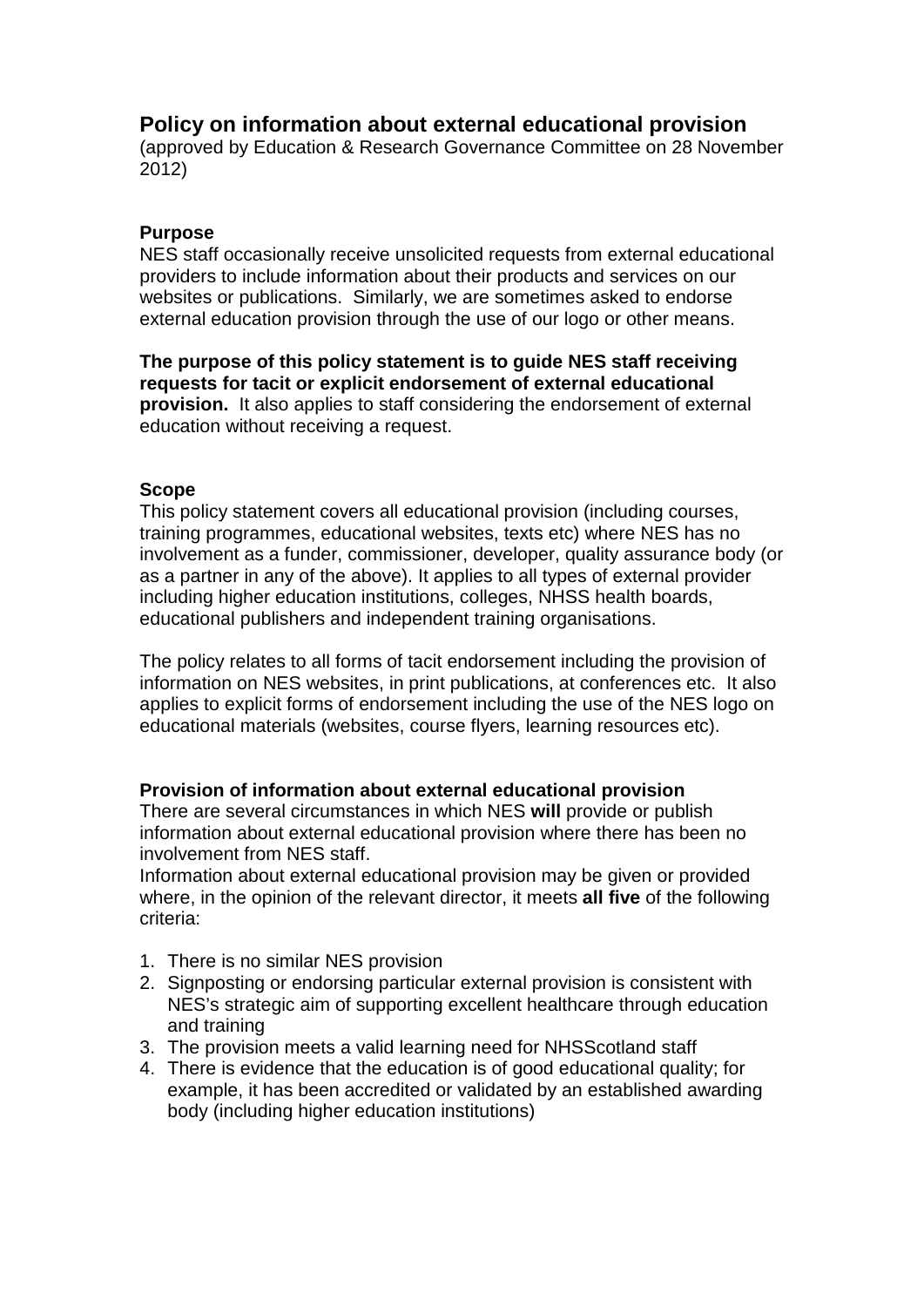# Policy on information about external educational provision

(approved by Education & Research Governance Committee on 28 November 2012)

### Purpose

NES staff occasionally receive unsolicited requests from external educational providers to include information about their products and services on our websites or publications. Similarly, we are sometimes asked to endorse external education provision through the use of our logo or other means.

**The purpose of this policy statement is to guide NES staff receiving requests for tacit or explicit endorsement of external educational provision.** It also applies to staff considering the endorsement of external education without receiving a request.

### Scope

This policy statement covers all educational provision (including courses, training programmes, educational websites, texts etc) where NES has no involvement as a funder, commissioner, developer, quality assurance body (or as a partner in any of the above). It applies to all types of external provider including higher education institutions, colleges, NHSS health boards, educational publishers and independent training organisations.

The policy relates to all forms of tacit endorsement including the provision of information on NES websites, in print publications, at conferences etc. It also applies to explicit forms of endorsement including the use of the NES logo on educational materials (websites, course flyers, learning resources etc).

### Provision of information about external educational provision

There are several circumstances in which NES **will** provide or publish information about external educational provision where there has been no involvement from NES staff.

Information about external educational provision may be given or provided where, in the opinion of the relevant director, it meets **all five** of the following criteria:

1. There is no similar NES provision
2. Signposting or endorsing particular external provision is consistent with NES's strategic aim of supporting excellent healthcare through education and training
3. The provision meets a valid learning need for NHSScotland staff
4. There is evidence that the education is of good educational quality; for example, it has been accredited or validated by an established awarding body (including higher education institutions)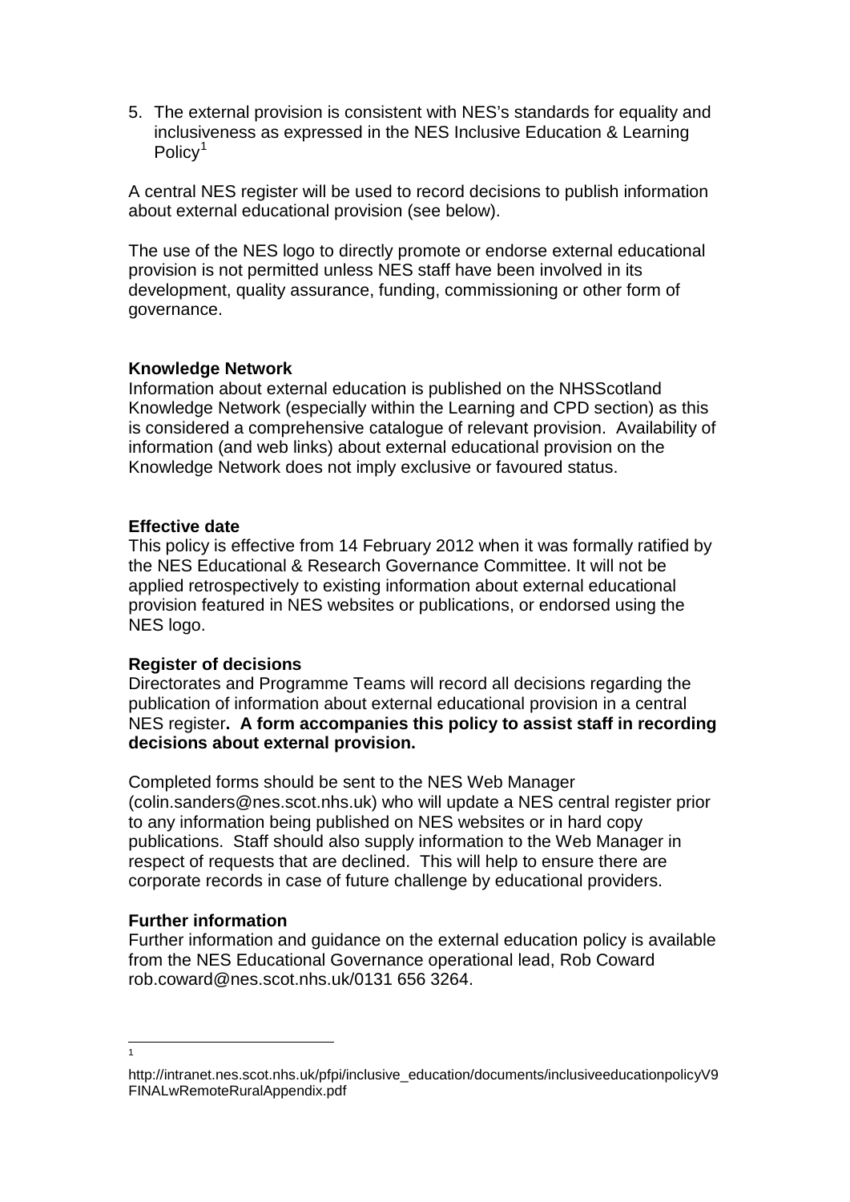5. The external provision is consistent with NES's standards for equality and inclusiveness as expressed in the NES Inclusive Education & Learning Policy[1]

A central NES register will be used to record decisions to publish information about external educational provision (see below).

The use of the NES logo to directly promote or endorse external educational provision is not permitted unless NES staff have been involved in its development, quality assurance, funding, commissioning or other form of governance.

**Knowledge Network**

Information about external education is published on the NHSScotland Knowledge Network (especially within the Learning and CPD section) as this is considered a comprehensive catalogue of relevant provision. Availability of information (and web links) about external educational provision on the Knowledge Network does not imply exclusive or favoured status.

**Effective date**

This policy is effective from 14 February 2012 when it was formally ratified by the NES Educational & Research Governance Committee. It will not be applied retrospectively to existing information about external educational provision featured in NES websites or publications, or endorsed using the NES logo.

**Register of decisions**

Directorates and Programme Teams will record all decisions regarding the publication of information about external educational provision in a central NES register**. A form accompanies this policy to assist staff in recording decisions about external provision.**

Completed forms should be sent to the NES Web Manager (colin.sanders@nes.scot.nhs.uk) who will update a NES central register prior to any information being published on NES websites or in hard copy publications. Staff should also supply information to the Web Manager in respect of requests that are declined. This will help to ensure there are corporate records in case of future challenge by educational providers.

**Further information**

Further information and guidance on the external education policy is available from the NES Educational Governance operational lead, Rob Coward rob.coward@nes.scot.nhs.uk/0131 656 3264.

---

[1] http://intranet.nes.scot.nhs.uk/pfpi/inclusive_education/documents/inclusiveeducationpolicyV9FINALwRemoteRuralAppendix.pdf